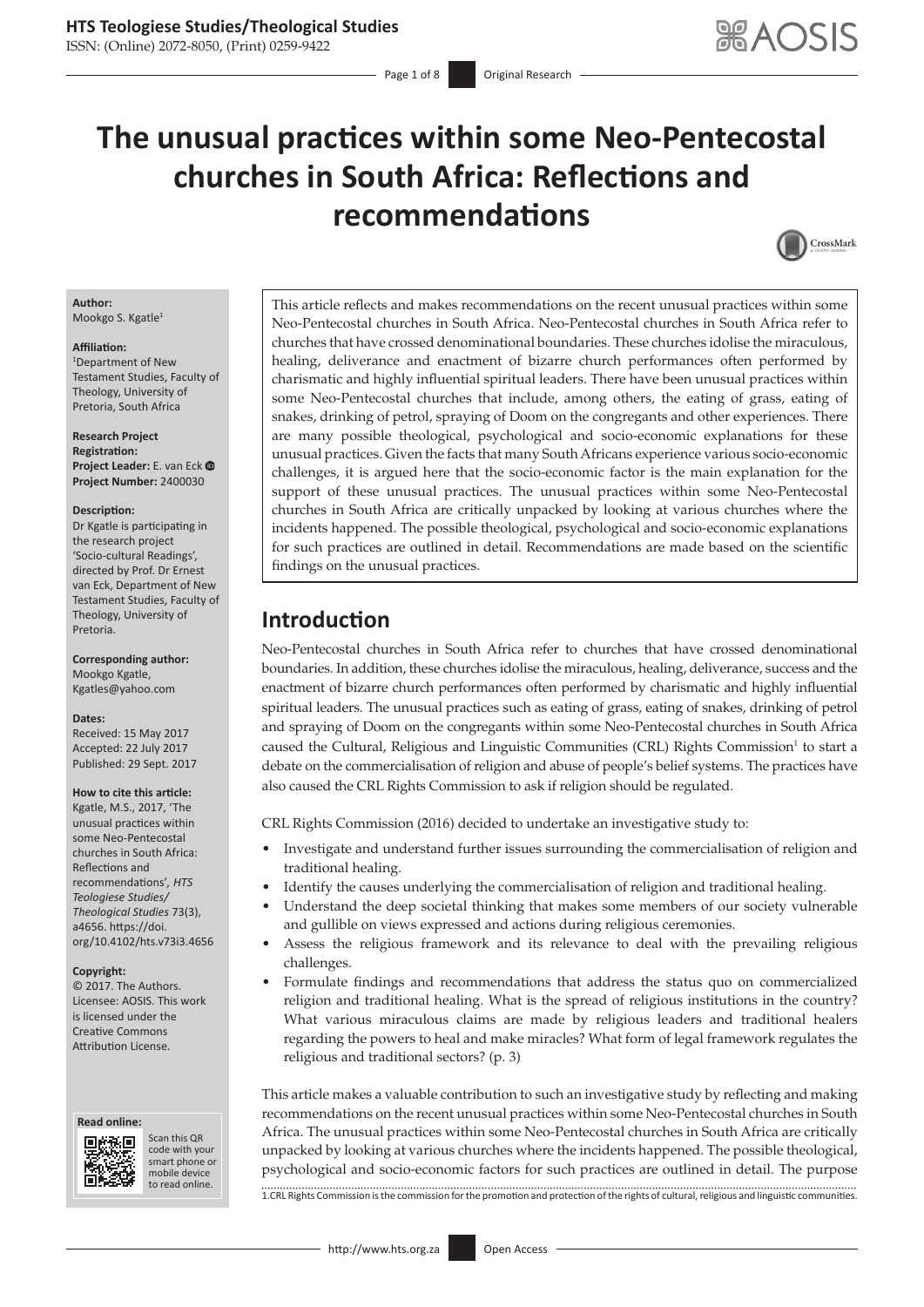# The unusual practices within some Neo-Pentecostal churches in South Africa: Reflections and recommendations

**Author:**
Mookgo S. Kgatle[1]

**Affiliation:**
[1]Department of New Testament Studies, Faculty of Theology, University of Pretoria, South Africa

**Research Project Registration:**
**Project Leader:** E. van Eck
**Project Number:** 2400030

**Description:**
Dr Kgatle is participating in the research project 'Socio-cultural Readings', directed by Prof. Dr Ernest van Eck, Department of New Testament Studies, Faculty of Theology, University of Pretoria.

**Corresponding author:**
Mookgo Kgatle,
Kgatles@yahoo.com

**Dates:**
Received: 15 May 2017
Accepted: 22 July 2017
Published: 29 Sept. 2017

**How to cite this article:**
Kgatle, M.S., 2017, 'The unusual practices within some Neo-Pentecostal churches in South Africa: Reflections and recommendations', *HTS Teologiese Studies/Theological Studies* 73(3), a4656. https://doi.org/10.4102/hts.v73i3.4656

**Copyright:**
© 2017. The Authors. Licensee: AOSIS. This work is licensed under the Creative Commons Attribution License.

**Read online:**
Scan this QR code with your smart phone or mobile device to read online.

This article reflects and makes recommendations on the recent unusual practices within some Neo-Pentecostal churches in South Africa. Neo-Pentecostal churches in South Africa refer to churches that have crossed denominational boundaries. These churches idolise the miraculous, healing, deliverance and enactment of bizarre church performances often performed by charismatic and highly influential spiritual leaders. There have been unusual practices within some Neo-Pentecostal churches that include, among others, the eating of grass, eating of snakes, drinking of petrol, spraying of Doom on the congregants and other experiences. There are many possible theological, psychological and socio-economic explanations for these unusual practices. Given the facts that many South Africans experience various socio-economic challenges, it is argued here that the socio-economic factor is the main explanation for the support of these unusual practices. The unusual practices within some Neo-Pentecostal churches in South Africa are critically unpacked by looking at various churches where the incidents happened. The possible theological, psychological and socio-economic explanations for such practices are outlined in detail. Recommendations are made based on the scientific findings on the unusual practices.

## Introduction

Neo-Pentecostal churches in South Africa refer to churches that have crossed denominational boundaries. In addition, these churches idolise the miraculous, healing, deliverance, success and the enactment of bizarre church performances often performed by charismatic and highly influential spiritual leaders. The unusual practices such as eating of grass, eating of snakes, drinking of petrol and spraying of Doom on the congregants within some Neo-Pentecostal churches in South Africa caused the Cultural, Religious and Linguistic Communities (CRL) Rights Commission[1] to start a debate on the commercialisation of religion and abuse of people's belief systems. The practices have also caused the CRL Rights Commission to ask if religion should be regulated.

CRL Rights Commission (2016) decided to undertake an investigative study to:

- Investigate and understand further issues surrounding the commercialisation of religion and traditional healing.
- Identify the causes underlying the commercialisation of religion and traditional healing.
- Understand the deep societal thinking that makes some members of our society vulnerable and gullible on views expressed and actions during religious ceremonies.
- Assess the religious framework and its relevance to deal with the prevailing religious challenges.
- Formulate findings and recommendations that address the status quo on commercialized religion and traditional healing. What is the spread of religious institutions in the country? What various miraculous claims are made by religious leaders and traditional healers regarding the powers to heal and make miracles? What form of legal framework regulates the religious and traditional sectors? (p. 3)

This article makes a valuable contribution to such an investigative study by reflecting and making recommendations on the recent unusual practices within some Neo-Pentecostal churches in South Africa. The unusual practices within some Neo-Pentecostal churches in South Africa are critically unpacked by looking at various churches where the incidents happened. The possible theological, psychological and socio-economic factors for such practices are outlined in detail. The purpose

1. CRL Rights Commission is the commission for the promotion and protection of the rights of cultural, religious and linguistic communities.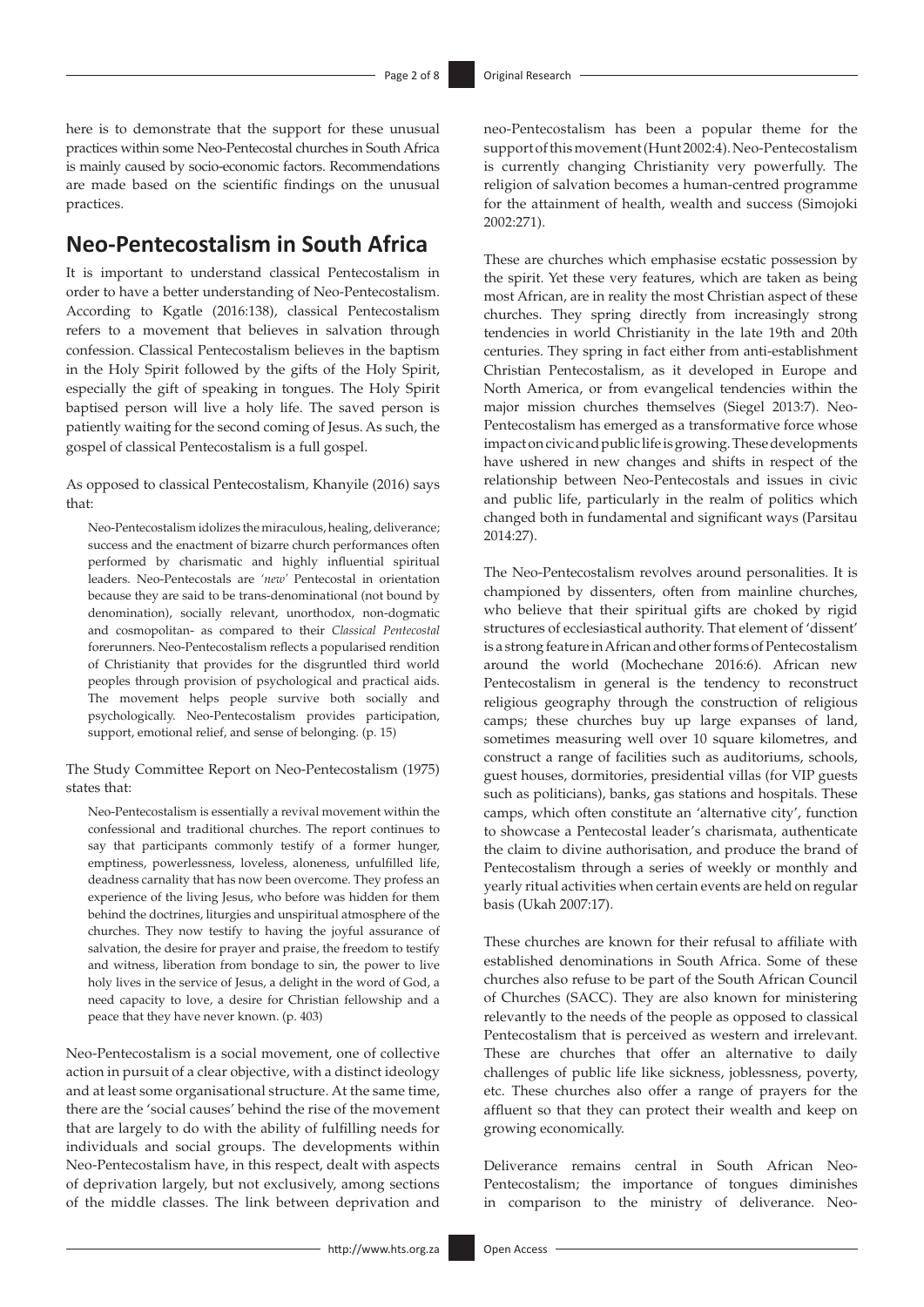here is to demonstrate that the support for these unusual practices within some Neo-Pentecostal churches in South Africa is mainly caused by socio-economic factors. Recommendations are made based on the scientific findings on the unusual practices.

## Neo-Pentecostalism in South Africa

It is important to understand classical Pentecostalism in order to have a better understanding of Neo-Pentecostalism. According to Kgatle (2016:138), classical Pentecostalism refers to a movement that believes in salvation through confession. Classical Pentecostalism believes in the baptism in the Holy Spirit followed by the gifts of the Holy Spirit, especially the gift of speaking in tongues. The Holy Spirit baptised person will live a holy life. The saved person is patiently waiting for the second coming of Jesus. As such, the gospel of classical Pentecostalism is a full gospel.

As opposed to classical Pentecostalism, Khanyile (2016) says that:

> Neo-Pentecostalism idolizes the miraculous, healing, deliverance; success and the enactment of bizarre church performances often performed by charismatic and highly influential spiritual leaders. Neo-Pentecostals are *'new'* Pentecostal in orientation because they are said to be trans-denominational (not bound by denomination), socially relevant, unorthodox, non-dogmatic and cosmopolitan- as compared to their *Classical Pentecostal* forerunners. Neo-Pentecostalism reflects a popularised rendition of Christianity that provides for the disgruntled third world peoples through provision of psychological and practical aids. The movement helps people survive both socially and psychologically. Neo-Pentecostalism provides participation, support, emotional relief, and sense of belonging. (p. 15)

The Study Committee Report on Neo-Pentecostalism (1975) states that:

> Neo-Pentecostalism is essentially a revival movement within the confessional and traditional churches. The report continues to say that participants commonly testify of a former hunger, emptiness, powerlessness, loveless, aloneness, unfulfilled life, deadness carnality that has now been overcome. They profess an experience of the living Jesus, who before was hidden for them behind the doctrines, liturgies and unspiritual atmosphere of the churches. They now testify to having the joyful assurance of salvation, the desire for prayer and praise, the freedom to testify and witness, liberation from bondage to sin, the power to live holy lives in the service of Jesus, a delight in the word of God, a need capacity to love, a desire for Christian fellowship and a peace that they have never known. (p. 403)

Neo-Pentecostalism is a social movement, one of collective action in pursuit of a clear objective, with a distinct ideology and at least some organisational structure. At the same time, there are the 'social causes' behind the rise of the movement that are largely to do with the ability of fulfilling needs for individuals and social groups. The developments within Neo-Pentecostalism have, in this respect, dealt with aspects of deprivation largely, but not exclusively, among sections of the middle classes. The link between deprivation and neo-Pentecostalism has been a popular theme for the support of this movement (Hunt 2002:4). Neo-Pentecostalism is currently changing Christianity very powerfully. The religion of salvation becomes a human-centred programme for the attainment of health, wealth and success (Simojoki 2002:271).

These are churches which emphasise ecstatic possession by the spirit. Yet these very features, which are taken as being most African, are in reality the most Christian aspect of these churches. They spring directly from increasingly strong tendencies in world Christianity in the late 19th and 20th centuries. They spring in fact either from anti-establishment Christian Pentecostalism, as it developed in Europe and North America, or from evangelical tendencies within the major mission churches themselves (Siegel 2013:7). Neo-Pentecostalism has emerged as a transformative force whose impact on civic and public life is growing. These developments have ushered in new changes and shifts in respect of the relationship between Neo-Pentecostals and issues in civic and public life, particularly in the realm of politics which changed both in fundamental and significant ways (Parsitau 2014:27).

The Neo-Pentecostalism revolves around personalities. It is championed by dissenters, often from mainline churches, who believe that their spiritual gifts are choked by rigid structures of ecclesiastical authority. That element of 'dissent' is a strong feature in African and other forms of Pentecostalism around the world (Mochechane 2016:6). African new Pentecostalism in general is the tendency to reconstruct religious geography through the construction of religious camps; these churches buy up large expanses of land, sometimes measuring well over 10 square kilometres, and construct a range of facilities such as auditoriums, schools, guest houses, dormitories, presidential villas (for VIP guests such as politicians), banks, gas stations and hospitals. These camps, which often constitute an 'alternative city', function to showcase a Pentecostal leader's charismata, authenticate the claim to divine authorisation, and produce the brand of Pentecostalism through a series of weekly or monthly and yearly ritual activities when certain events are held on regular basis (Ukah 2007:17).

These churches are known for their refusal to affiliate with established denominations in South Africa. Some of these churches also refuse to be part of the South African Council of Churches (SACC). They are also known for ministering relevantly to the needs of the people as opposed to classical Pentecostalism that is perceived as western and irrelevant. These are churches that offer an alternative to daily challenges of public life like sickness, joblessness, poverty, etc. These churches also offer a range of prayers for the affluent so that they can protect their wealth and keep on growing economically.

Deliverance remains central in South African Neo-Pentecostalism; the importance of tongues diminishes in comparison to the ministry of deliverance. Neo-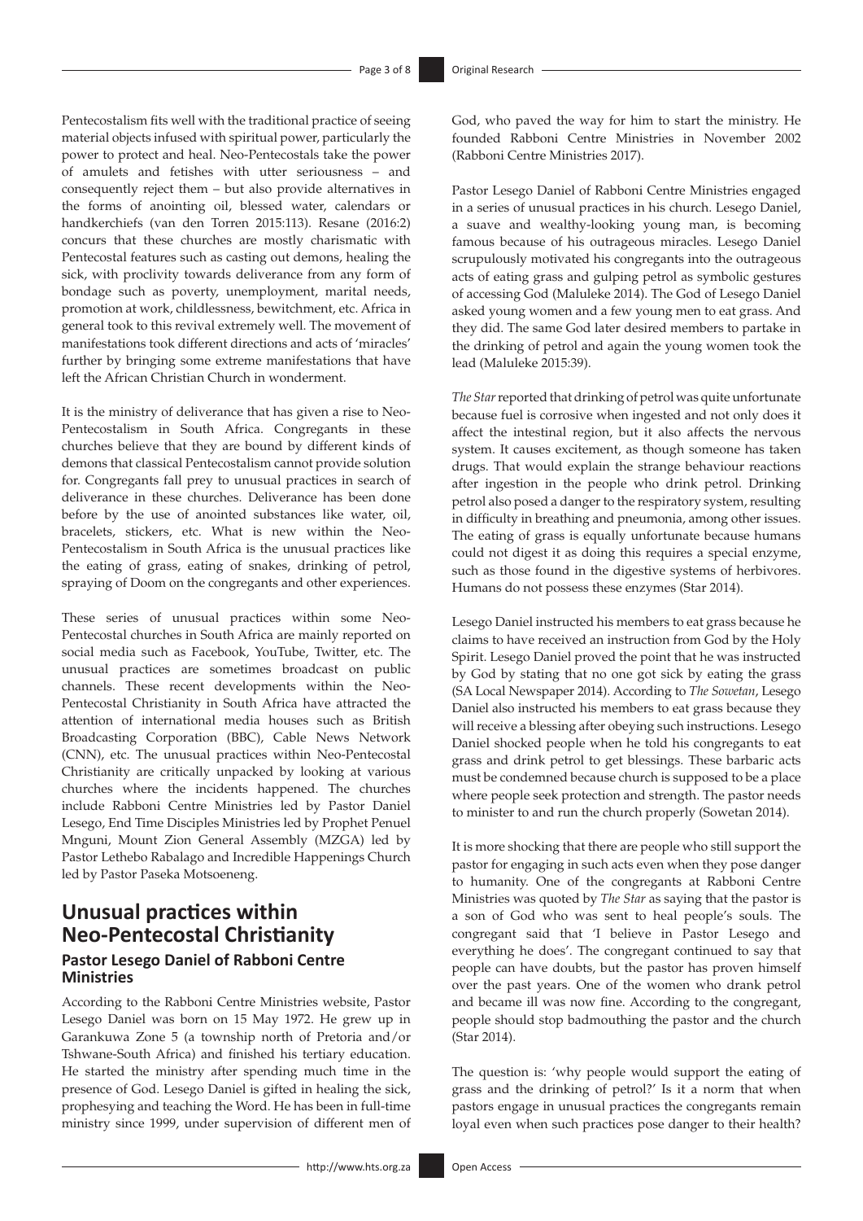Pentecostalism fits well with the traditional practice of seeing material objects infused with spiritual power, particularly the power to protect and heal. Neo-Pentecostals take the power of amulets and fetishes with utter seriousness – and consequently reject them – but also provide alternatives in the forms of anointing oil, blessed water, calendars or handkerchiefs (van den Torren 2015:113). Resane (2016:2) concurs that these churches are mostly charismatic with Pentecostal features such as casting out demons, healing the sick, with proclivity towards deliverance from any form of bondage such as poverty, unemployment, marital needs, promotion at work, childlessness, bewitchment, etc. Africa in general took to this revival extremely well. The movement of manifestations took different directions and acts of 'miracles' further by bringing some extreme manifestations that have left the African Christian Church in wonderment.

It is the ministry of deliverance that has given a rise to Neo-Pentecostalism in South Africa. Congregants in these churches believe that they are bound by different kinds of demons that classical Pentecostalism cannot provide solution for. Congregants fall prey to unusual practices in search of deliverance in these churches. Deliverance has been done before by the use of anointed substances like water, oil, bracelets, stickers, etc. What is new within the Neo-Pentecostalism in South Africa is the unusual practices like the eating of grass, eating of snakes, drinking of petrol, spraying of Doom on the congregants and other experiences.

These series of unusual practices within some Neo-Pentecostal churches in South Africa are mainly reported on social media such as Facebook, YouTube, Twitter, etc. The unusual practices are sometimes broadcast on public channels. These recent developments within the Neo-Pentecostal Christianity in South Africa have attracted the attention of international media houses such as British Broadcasting Corporation (BBC), Cable News Network (CNN), etc. The unusual practices within Neo-Pentecostal Christianity are critically unpacked by looking at various churches where the incidents happened. The churches include Rabboni Centre Ministries led by Pastor Daniel Lesego, End Time Disciples Ministries led by Prophet Penuel Mnguni, Mount Zion General Assembly (MZGA) led by Pastor Lethebo Rabalago and Incredible Happenings Church led by Pastor Paseka Motsoeneng.

## Unusual practices within Neo-Pentecostal Christianity

### Pastor Lesego Daniel of Rabboni Centre Ministries

According to the Rabboni Centre Ministries website, Pastor Lesego Daniel was born on 15 May 1972. He grew up in Garankuwa Zone 5 (a township north of Pretoria and/or Tshwane-South Africa) and finished his tertiary education. He started the ministry after spending much time in the presence of God. Lesego Daniel is gifted in healing the sick, prophesying and teaching the Word. He has been in full-time ministry since 1999, under supervision of different men of God, who paved the way for him to start the ministry. He founded Rabboni Centre Ministries in November 2002 (Rabboni Centre Ministries 2017).

Pastor Lesego Daniel of Rabboni Centre Ministries engaged in a series of unusual practices in his church. Lesego Daniel, a suave and wealthy-looking young man, is becoming famous because of his outrageous miracles. Lesego Daniel scrupulously motivated his congregants into the outrageous acts of eating grass and gulping petrol as symbolic gestures of accessing God (Maluleke 2014). The God of Lesego Daniel asked young women and a few young men to eat grass. And they did. The same God later desired members to partake in the drinking of petrol and again the young women took the lead (Maluleke 2015:39).

*The Star* reported that drinking of petrol was quite unfortunate because fuel is corrosive when ingested and not only does it affect the intestinal region, but it also affects the nervous system. It causes excitement, as though someone has taken drugs. That would explain the strange behaviour reactions after ingestion in the people who drink petrol. Drinking petrol also posed a danger to the respiratory system, resulting in difficulty in breathing and pneumonia, among other issues. The eating of grass is equally unfortunate because humans could not digest it as doing this requires a special enzyme, such as those found in the digestive systems of herbivores. Humans do not possess these enzymes (Star 2014).

Lesego Daniel instructed his members to eat grass because he claims to have received an instruction from God by the Holy Spirit. Lesego Daniel proved the point that he was instructed by God by stating that no one got sick by eating the grass (SA Local Newspaper 2014). According to *The Sowetan*, Lesego Daniel also instructed his members to eat grass because they will receive a blessing after obeying such instructions. Lesego Daniel shocked people when he told his congregants to eat grass and drink petrol to get blessings. These barbaric acts must be condemned because church is supposed to be a place where people seek protection and strength. The pastor needs to minister to and run the church properly (Sowetan 2014).

It is more shocking that there are people who still support the pastor for engaging in such acts even when they pose danger to humanity. One of the congregants at Rabboni Centre Ministries was quoted by *The Star* as saying that the pastor is a son of God who was sent to heal people's souls. The congregant said that 'I believe in Pastor Lesego and everything he does'. The congregant continued to say that people can have doubts, but the pastor has proven himself over the past years. One of the women who drank petrol and became ill was now fine. According to the congregant, people should stop badmouthing the pastor and the church (Star 2014).

The question is: 'why people would support the eating of grass and the drinking of petrol?' Is it a norm that when pastors engage in unusual practices the congregants remain loyal even when such practices pose danger to their health?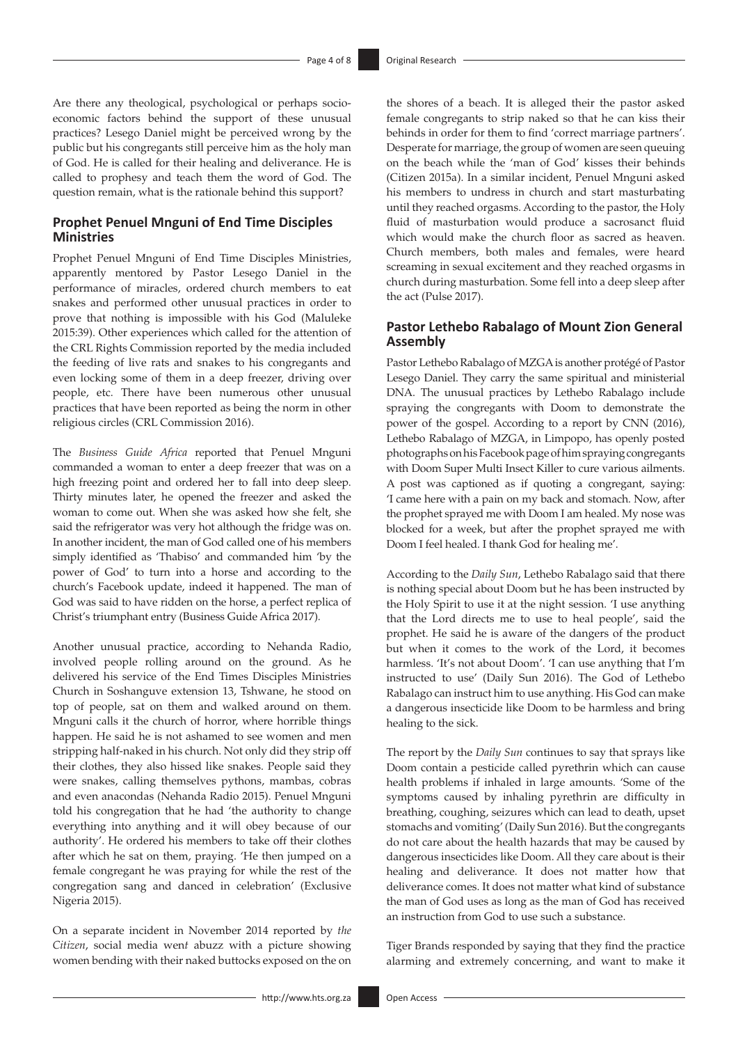Are there any theological, psychological or perhaps socio-economic factors behind the support of these unusual practices? Lesego Daniel might be perceived wrong by the public but his congregants still perceive him as the holy man of God. He is called for their healing and deliverance. He is called to prophesy and teach them the word of God. The question remain, what is the rationale behind this support?

## Prophet Penuel Mnguni of End Time Disciples Ministries

Prophet Penuel Mnguni of End Time Disciples Ministries, apparently mentored by Pastor Lesego Daniel in the performance of miracles, ordered church members to eat snakes and performed other unusual practices in order to prove that nothing is impossible with his God (Maluleke 2015:39). Other experiences which called for the attention of the CRL Rights Commission reported by the media included the feeding of live rats and snakes to his congregants and even locking some of them in a deep freezer, driving over people, etc. There have been numerous other unusual practices that have been reported as being the norm in other religious circles (CRL Commission 2016).

The *Business Guide Africa* reported that Penuel Mnguni commanded a woman to enter a deep freezer that was on a high freezing point and ordered her to fall into deep sleep. Thirty minutes later, he opened the freezer and asked the woman to come out. When she was asked how she felt, she said the refrigerator was very hot although the fridge was on. In another incident, the man of God called one of his members simply identified as 'Thabiso' and commanded him 'by the power of God' to turn into a horse and according to the church's Facebook update, indeed it happened. The man of God was said to have ridden on the horse, a perfect replica of Christ's triumphant entry (Business Guide Africa 2017).

Another unusual practice, according to Nehanda Radio, involved people rolling around on the ground. As he delivered his service of the End Times Disciples Ministries Church in Soshanguve extension 13, Tshwane, he stood on top of people, sat on them and walked around on them. Mnguni calls it the church of horror, where horrible things happen. He said he is not ashamed to see women and men stripping half-naked in his church. Not only did they strip off their clothes, they also hissed like snakes. People said they were snakes, calling themselves pythons, mambas, cobras and even anacondas (Nehanda Radio 2015). Penuel Mnguni told his congregation that he had 'the authority to change everything into anything and it will obey because of our authority'. He ordered his members to take off their clothes after which he sat on them, praying. 'He then jumped on a female congregant he was praying for while the rest of the congregation sang and danced in celebration' (Exclusive Nigeria 2015).

On a separate incident in November 2014 reported by *the Citizen*, social media went abuzz with a picture showing women bending with their naked buttocks exposed on the on the shores of a beach. It is alleged their the pastor asked female congregants to strip naked so that he can kiss their behinds in order for them to find 'correct marriage partners'. Desperate for marriage, the group of women are seen queuing on the beach while the 'man of God' kisses their behinds (Citizen 2015a). In a similar incident, Penuel Mnguni asked his members to undress in church and start masturbating until they reached orgasms. According to the pastor, the Holy fluid of masturbation would produce a sacrosanct fluid which would make the church floor as sacred as heaven. Church members, both males and females, were heard screaming in sexual excitement and they reached orgasms in church during masturbation. Some fell into a deep sleep after the act (Pulse 2017).

## Pastor Lethebo Rabalago of Mount Zion General Assembly

Pastor Lethebo Rabalago of MZGA is another protégé of Pastor Lesego Daniel. They carry the same spiritual and ministerial DNA. The unusual practices by Lethebo Rabalago include spraying the congregants with Doom to demonstrate the power of the gospel. According to a report by CNN (2016), Lethebo Rabalago of MZGA, in Limpopo, has openly posted photographs on his Facebook page of him spraying congregants with Doom Super Multi Insect Killer to cure various ailments. A post was captioned as if quoting a congregant, saying: 'I came here with a pain on my back and stomach. Now, after the prophet sprayed me with Doom I am healed. My nose was blocked for a week, but after the prophet sprayed me with Doom I feel healed. I thank God for healing me'.

According to the *Daily Sun*, Lethebo Rabalago said that there is nothing special about Doom but he has been instructed by the Holy Spirit to use it at the night session. 'I use anything that the Lord directs me to use to heal people', said the prophet. He said he is aware of the dangers of the product but when it comes to the work of the Lord, it becomes harmless. 'It's not about Doom'. 'I can use anything that I'm instructed to use' (Daily Sun 2016). The God of Lethebo Rabalago can instruct him to use anything. His God can make a dangerous insecticide like Doom to be harmless and bring healing to the sick.

The report by the *Daily Sun* continues to say that sprays like Doom contain a pesticide called pyrethrin which can cause health problems if inhaled in large amounts. 'Some of the symptoms caused by inhaling pyrethrin are difficulty in breathing, coughing, seizures which can lead to death, upset stomachs and vomiting' (Daily Sun 2016). But the congregants do not care about the health hazards that may be caused by dangerous insecticides like Doom. All they care about is their healing and deliverance. It does not matter how that deliverance comes. It does not matter what kind of substance the man of God uses as long as the man of God has received an instruction from God to use such a substance.

Tiger Brands responded by saying that they find the practice alarming and extremely concerning, and want to make it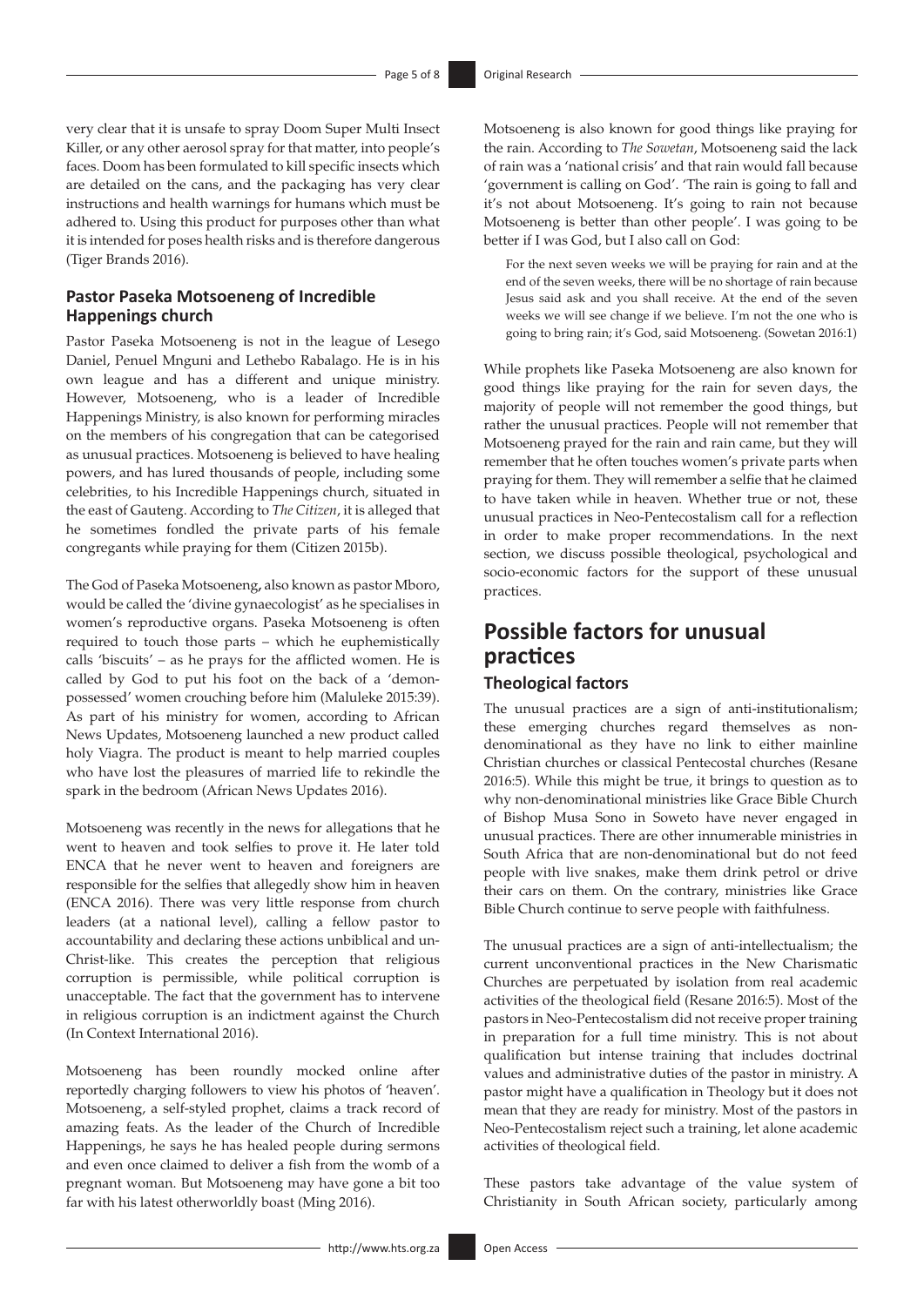very clear that it is unsafe to spray Doom Super Multi Insect Killer, or any other aerosol spray for that matter, into people's faces. Doom has been formulated to kill specific insects which are detailed on the cans, and the packaging has very clear instructions and health warnings for humans which must be adhered to. Using this product for purposes other than what it is intended for poses health risks and is therefore dangerous (Tiger Brands 2016).

### Pastor Paseka Motsoeneng of Incredible Happenings church

Pastor Paseka Motsoeneng is not in the league of Lesego Daniel, Penuel Mnguni and Lethebo Rabalago. He is in his own league and has a different and unique ministry. However, Motsoeneng, who is a leader of Incredible Happenings Ministry, is also known for performing miracles on the members of his congregation that can be categorised as unusual practices. Motsoeneng is believed to have healing powers, and has lured thousands of people, including some celebrities, to his Incredible Happenings church, situated in the east of Gauteng. According to *The Citizen*, it is alleged that he sometimes fondled the private parts of his female congregants while praying for them (Citizen 2015b).

The God of Paseka Motsoeneng**,** also known as pastor Mboro, would be called the 'divine gynaecologist' as he specialises in women's reproductive organs. Paseka Motsoeneng is often required to touch those parts – which he euphemistically calls 'biscuits' – as he prays for the afflicted women. He is called by God to put his foot on the back of a 'demon-possessed' women crouching before him (Maluleke 2015:39). As part of his ministry for women, according to African News Updates, Motsoeneng launched a new product called holy Viagra. The product is meant to help married couples who have lost the pleasures of married life to rekindle the spark in the bedroom (African News Updates 2016).

Motsoeneng was recently in the news for allegations that he went to heaven and took selfies to prove it. He later told ENCA that he never went to heaven and foreigners are responsible for the selfies that allegedly show him in heaven (ENCA 2016). There was very little response from church leaders (at a national level), calling a fellow pastor to accountability and declaring these actions unbiblical and un-Christ-like. This creates the perception that religious corruption is permissible, while political corruption is unacceptable. The fact that the government has to intervene in religious corruption is an indictment against the Church (In Context International 2016).

Motsoeneng has been roundly mocked online after reportedly charging followers to view his photos of 'heaven'. Motsoeneng, a self-styled prophet, claims a track record of amazing feats. As the leader of the Church of Incredible Happenings, he says he has healed people during sermons and even once claimed to deliver a fish from the womb of a pregnant woman. But Motsoeneng may have gone a bit too far with his latest otherworldly boast (Ming 2016).

Motsoeneng is also known for good things like praying for the rain. According to *The Sowetan*, Motsoeneng said the lack of rain was a 'national crisis' and that rain would fall because 'government is calling on God'. 'The rain is going to fall and it's not about Motsoeneng. It's going to rain not because Motsoeneng is better than other people'. I was going to be better if I was God, but I also call on God:

> For the next seven weeks we will be praying for rain and at the end of the seven weeks, there will be no shortage of rain because Jesus said ask and you shall receive. At the end of the seven weeks we will see change if we believe. I'm not the one who is going to bring rain; it's God, said Motsoeneng. (Sowetan 2016:1)

While prophets like Paseka Motsoeneng are also known for good things like praying for the rain for seven days, the majority of people will not remember the good things, but rather the unusual practices. People will not remember that Motsoeneng prayed for the rain and rain came, but they will remember that he often touches women's private parts when praying for them. They will remember a selfie that he claimed to have taken while in heaven. Whether true or not, these unusual practices in Neo-Pentecostalism call for a reflection in order to make proper recommendations. In the next section, we discuss possible theological, psychological and socio-economic factors for the support of these unusual practices.

## Possible factors for unusual practices

### Theological factors

The unusual practices are a sign of anti-institutionalism; these emerging churches regard themselves as non-denominational as they have no link to either mainline Christian churches or classical Pentecostal churches (Resane 2016:5). While this might be true, it brings to question as to why non-denominational ministries like Grace Bible Church of Bishop Musa Sono in Soweto have never engaged in unusual practices. There are other innumerable ministries in South Africa that are non-denominational but do not feed people with live snakes, make them drink petrol or drive their cars on them. On the contrary, ministries like Grace Bible Church continue to serve people with faithfulness.

The unusual practices are a sign of anti-intellectualism; the current unconventional practices in the New Charismatic Churches are perpetuated by isolation from real academic activities of the theological field (Resane 2016:5). Most of the pastors in Neo-Pentecostalism did not receive proper training in preparation for a full time ministry. This is not about qualification but intense training that includes doctrinal values and administrative duties of the pastor in ministry. A pastor might have a qualification in Theology but it does not mean that they are ready for ministry. Most of the pastors in Neo-Pentecostalism reject such a training, let alone academic activities of theological field.

These pastors take advantage of the value system of Christianity in South African society, particularly among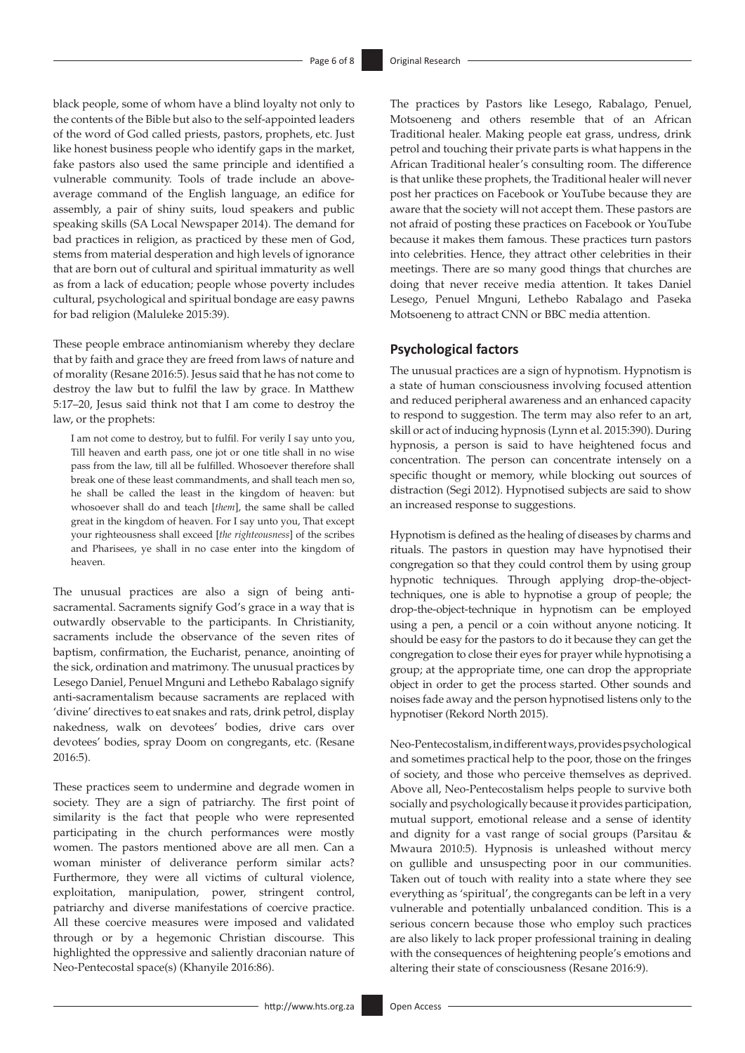black people, some of whom have a blind loyalty not only to the contents of the Bible but also to the self-appointed leaders of the word of God called priests, pastors, prophets, etc. Just like honest business people who identify gaps in the market, fake pastors also used the same principle and identified a vulnerable community. Tools of trade include an above-average command of the English language, an edifice for assembly, a pair of shiny suits, loud speakers and public speaking skills (SA Local Newspaper 2014). The demand for bad practices in religion, as practiced by these men of God, stems from material desperation and high levels of ignorance that are born out of cultural and spiritual immaturity as well as from a lack of education; people whose poverty includes cultural, psychological and spiritual bondage are easy pawns for bad religion (Maluleke 2015:39).

These people embrace antinomianism whereby they declare that by faith and grace they are freed from laws of nature and of morality (Resane 2016:5). Jesus said that he has not come to destroy the law but to fulfil the law by grace. In Matthew 5:17–20, Jesus said think not that I am come to destroy the law, or the prophets:

> I am not come to destroy, but to fulfil. For verily I say unto you, Till heaven and earth pass, one jot or one title shall in no wise pass from the law, till all be fulfilled. Whosoever therefore shall break one of these least commandments, and shall teach men so, he shall be called the least in the kingdom of heaven: but whosoever shall do and teach [*them*], the same shall be called great in the kingdom of heaven. For I say unto you, That except your righteousness shall exceed [*the righteousness*] of the scribes and Pharisees, ye shall in no case enter into the kingdom of heaven.

The unusual practices are also a sign of being anti-sacramental. Sacraments signify God's grace in a way that is outwardly observable to the participants. In Christianity, sacraments include the observance of the seven rites of baptism, confirmation, the Eucharist, penance, anointing of the sick, ordination and matrimony. The unusual practices by Lesego Daniel, Penuel Mnguni and Lethebo Rabalago signify anti-sacramentalism because sacraments are replaced with 'divine' directives to eat snakes and rats, drink petrol, display nakedness, walk on devotees' bodies, drive cars over devotees' bodies, spray Doom on congregants, etc. (Resane 2016:5).

These practices seem to undermine and degrade women in society. They are a sign of patriarchy. The first point of similarity is the fact that people who were represented participating in the church performances were mostly women. The pastors mentioned above are all men. Can a woman minister of deliverance perform similar acts? Furthermore, they were all victims of cultural violence, exploitation, manipulation, power, stringent control, patriarchy and diverse manifestations of coercive practice. All these coercive measures were imposed and validated through or by a hegemonic Christian discourse. This highlighted the oppressive and saliently draconian nature of Neo-Pentecostal space(s) (Khanyile 2016:86).

The practices by Pastors like Lesego, Rabalago, Penuel, Motsoeneng and others resemble that of an African Traditional healer. Making people eat grass, undress, drink petrol and touching their private parts is what happens in the African Traditional healer's consulting room. The difference is that unlike these prophets, the Traditional healer will never post her practices on Facebook or YouTube because they are aware that the society will not accept them. These pastors are not afraid of posting these practices on Facebook or YouTube because it makes them famous. These practices turn pastors into celebrities. Hence, they attract other celebrities in their meetings. There are so many good things that churches are doing that never receive media attention. It takes Daniel Lesego, Penuel Mnguni, Lethebo Rabalago and Paseka Motsoeneng to attract CNN or BBC media attention.

## Psychological factors

The unusual practices are a sign of hypnotism. Hypnotism is a state of human consciousness involving focused attention and reduced peripheral awareness and an enhanced capacity to respond to suggestion. The term may also refer to an art, skill or act of inducing hypnosis (Lynn et al. 2015:390). During hypnosis, a person is said to have heightened focus and concentration. The person can concentrate intensely on a specific thought or memory, while blocking out sources of distraction (Segi 2012). Hypnotised subjects are said to show an increased response to suggestions.

Hypnotism is defined as the healing of diseases by charms and rituals. The pastors in question may have hypnotised their congregation so that they could control them by using group hypnotic techniques. Through applying drop-the-object-techniques, one is able to hypnotise a group of people; the drop-the-object-technique in hypnotism can be employed using a pen, a pencil or a coin without anyone noticing. It should be easy for the pastors to do it because they can get the congregation to close their eyes for prayer while hypnotising a group; at the appropriate time, one can drop the appropriate object in order to get the process started. Other sounds and noises fade away and the person hypnotised listens only to the hypnotiser (Rekord North 2015).

Neo-Pentecostalism, in different ways, provides psychological and sometimes practical help to the poor, those on the fringes of society, and those who perceive themselves as deprived. Above all, Neo-Pentecostalism helps people to survive both socially and psychologically because it provides participation, mutual support, emotional release and a sense of identity and dignity for a vast range of social groups (Parsitau & Mwaura 2010:5). Hypnosis is unleashed without mercy on gullible and unsuspecting poor in our communities. Taken out of touch with reality into a state where they see everything as 'spiritual', the congregants can be left in a very vulnerable and potentially unbalanced condition. This is a serious concern because those who employ such practices are also likely to lack proper professional training in dealing with the consequences of heightening people's emotions and altering their state of consciousness (Resane 2016:9).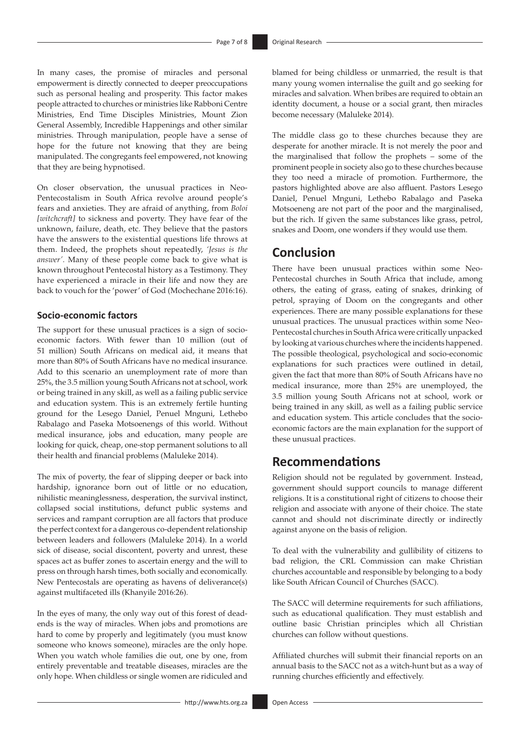In many cases, the promise of miracles and personal empowerment is directly connected to deeper preoccupations such as personal healing and prosperity. This factor makes people attracted to churches or ministries like Rabboni Centre Ministries, End Time Disciples Ministries, Mount Zion General Assembly, Incredible Happenings and other similar ministries. Through manipulation, people have a sense of hope for the future not knowing that they are being manipulated. The congregants feel empowered, not knowing that they are being hypnotised.

On closer observation, the unusual practices in Neo-Pentecostalism in South Africa revolve around people's fears and anxieties. They are afraid of anything, from *Boloi [witchcraft]* to sickness and poverty. They have fear of the unknown, failure, death, etc. They believe that the pastors have the answers to the existential questions life throws at them. Indeed, the prophets shout repeatedly, *'Jesus is the answer'*. Many of these people come back to give what is known throughout Pentecostal history as a Testimony. They have experienced a miracle in their life and now they are back to vouch for the 'power' of God (Mochechane 2016:16).

### Socio-economic factors

The support for these unusual practices is a sign of socio-economic factors. With fewer than 10 million (out of 51 million) South Africans on medical aid, it means that more than 80% of South Africans have no medical insurance. Add to this scenario an unemployment rate of more than 25%, the 3.5 million young South Africans not at school, work or being trained in any skill, as well as a failing public service and education system. This is an extremely fertile hunting ground for the Lesego Daniel, Penuel Mnguni, Lethebo Rabalago and Paseka Motsoenengs of this world. Without medical insurance, jobs and education, many people are looking for quick, cheap, one-stop permanent solutions to all their health and financial problems (Maluleke 2014).

The mix of poverty, the fear of slipping deeper or back into hardship, ignorance born out of little or no education, nihilistic meaninglessness, desperation, the survival instinct, collapsed social institutions, defunct public systems and services and rampant corruption are all factors that produce the perfect context for a dangerous co-dependent relationship between leaders and followers (Maluleke 2014). In a world sick of disease, social discontent, poverty and unrest, these spaces act as buffer zones to ascertain energy and the will to press on through harsh times, both socially and economically. New Pentecostals are operating as havens of deliverance(s) against multifaceted ills (Khanyile 2016:26).

In the eyes of many, the only way out of this forest of dead-ends is the way of miracles. When jobs and promotions are hard to come by properly and legitimately (you must know someone who knows someone), miracles are the only hope. When you watch whole families die out, one by one, from entirely preventable and treatable diseases, miracles are the only hope. When childless or single women are ridiculed and blamed for being childless or unmarried, the result is that many young women internalise the guilt and go seeking for miracles and salvation. When bribes are required to obtain an identity document, a house or a social grant, then miracles become necessary (Maluleke 2014).

The middle class go to these churches because they are desperate for another miracle. It is not merely the poor and the marginalised that follow the prophets – some of the prominent people in society also go to these churches because they too need a miracle of promotion. Furthermore, the pastors highlighted above are also affluent. Pastors Lesego Daniel, Penuel Mnguni, Lethebo Rabalago and Paseka Motsoeneng are not part of the poor and the marginalised, but the rich. If given the same substances like grass, petrol, snakes and Doom, one wonders if they would use them.

## Conclusion

There have been unusual practices within some Neo-Pentecostal churches in South Africa that include, among others, the eating of grass, eating of snakes, drinking of petrol, spraying of Doom on the congregants and other experiences. There are many possible explanations for these unusual practices. The unusual practices within some Neo-Pentecostal churches in South Africa were critically unpacked by looking at various churches where the incidents happened. The possible theological, psychological and socio-economic explanations for such practices were outlined in detail, given the fact that more than 80% of South Africans have no medical insurance, more than 25% are unemployed, the 3.5 million young South Africans not at school, work or being trained in any skill, as well as a failing public service and education system. This article concludes that the socio-economic factors are the main explanation for the support of these unusual practices.

## Recommendations

Religion should not be regulated by government. Instead, government should support councils to manage different religions. It is a constitutional right of citizens to choose their religion and associate with anyone of their choice. The state cannot and should not discriminate directly or indirectly against anyone on the basis of religion.

To deal with the vulnerability and gullibility of citizens to bad religion, the CRL Commission can make Christian churches accountable and responsible by belonging to a body like South African Council of Churches (SACC).

The SACC will determine requirements for such affiliations, such as educational qualification. They must establish and outline basic Christian principles which all Christian churches can follow without questions.

Affiliated churches will submit their financial reports on an annual basis to the SACC not as a witch-hunt but as a way of running churches efficiently and effectively.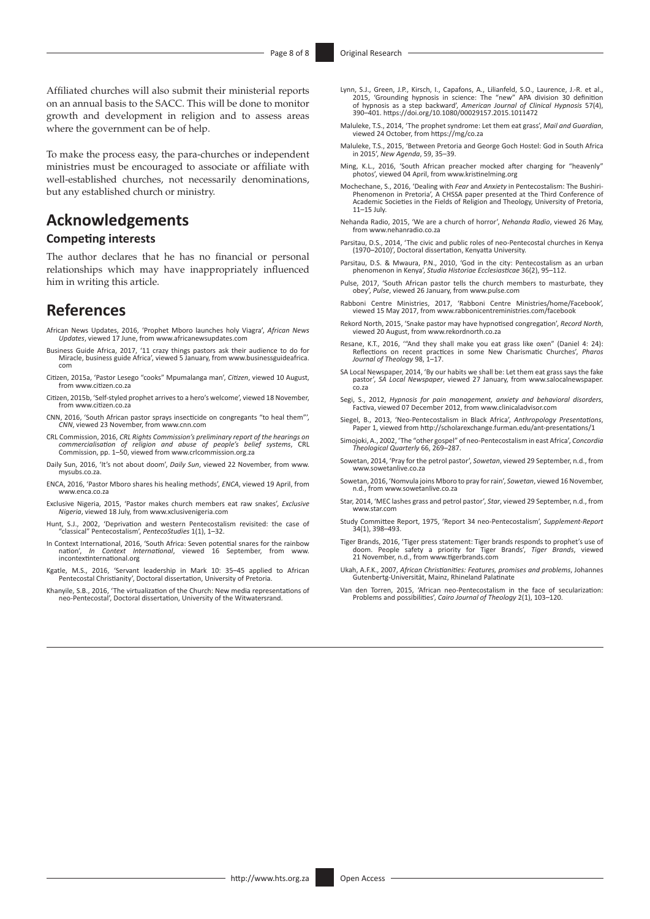Affiliated churches will also submit their ministerial reports on an annual basis to the SACC. This will be done to monitor growth and development in religion and to assess areas where the government can be of help.

To make the process easy, the para-churches or independent ministries must be encouraged to associate or affiliate with well-established churches, not necessarily denominations, but any established church or ministry.

# Acknowledgements

## Competing interests

The author declares that he has no financial or personal relationships which may have inappropriately influenced him in writing this article.

# References

African News Updates, 2016, 'Prophet Mboro launches holy Viagra', *African News Updates*, viewed 17 June, from www.africanewsupdates.com

Business Guide Africa, 2017, '11 crazy things pastors ask their audience to do for Miracle, business guide Africa', viewed 5 January, from www.businessguideafrica.com

Citizen, 2015a, 'Pastor Lesego "cooks" Mpumalanga man', *Citizen*, viewed 10 August, from www.citizen.co.za

Citizen, 2015b, 'Self-styled prophet arrives to a hero's welcome', viewed 18 November, from www.citizen.co.za

CNN, 2016, 'South African pastor sprays insecticide on congregants "to heal them"', *CNN*, viewed 23 November, from www.cnn.com

CRL Commission, 2016, *CRL Rights Commission's preliminary report of the hearings on commercialisation of religion and abuse of people's belief systems*, CRL Commission, pp. 1–50, viewed from www.crlcommission.org.za

Daily Sun, 2016, 'It's not about doom', *Daily Sun*, viewed 22 November, from www.mysubs.co.za.

ENCA, 2016, 'Pastor Mboro shares his healing methods', *ENCA*, viewed 19 April, from www.enca.co.za

Exclusive Nigeria, 2015, 'Pastor makes church members eat raw snakes', *Exclusive Nigeria*, viewed 18 July, from www.xclusivenigeria.com

Hunt, S.J., 2002, 'Deprivation and western Pentecostalism revisited: the case of "classical" Pentecostalism', *PentecoStudies* 1(1), 1–32.

In Context International, 2016, 'South Africa: Seven potential snares for the rainbow nation', *In Context International*, viewed 16 September, from www.incontextinternational.org

Kgatle, M.S., 2016, 'Servant leadership in Mark 10: 35–45 applied to African Pentecostal Christianity', Doctoral dissertation, University of Pretoria.

Khanyile, S.B., 2016, 'The virtualization of the Church: New media representations of neo-Pentecostal', Doctoral dissertation, University of the Witwatersrand.

Lynn, S.J., Green, J.P., Kirsch, I., Capafons, A., Lilianfeld, S.O., Laurence, J.-R. et al., 2015, 'Grounding hypnosis in science: The "new" APA division 30 definition of hypnosis as a step backward', *American Journal of Clinical Hypnosis* 57(4), 390–401. https://doi.org/10.1080/00029157.2015.1011472

Maluleke, T.S., 2014, 'The prophet syndrome: Let them eat grass', *Mail and Guardian*, viewed 24 October, from https://mg/co.za

Maluleke, T.S., 2015, 'Between Pretoria and George Goch Hostel: God in South Africa in 2015', *New Agenda*, 59, 35–39.

Ming, K.L., 2016, 'South African preacher mocked after charging for "heavenly" photos', viewed 04 April, from www.kristinelming.org

Mochechane, S., 2016, 'Dealing with *Fear* and *Anxiety* in Pentecostalism: The Bushiri-Phenomenon in Pretoria', A CHSSA paper presented at the Third Conference of Academic Societies in the Fields of Religion and Theology, University of Pretoria, 11–15 July.

Nehanda Radio, 2015, 'We are a church of horror', *Nehanda Radio*, viewed 26 May, from www.nehanradio.co.za

Parsitau, D.S., 2014, 'The civic and public roles of neo-Pentecostal churches in Kenya (1970–2010)', Doctoral dissertation, Kenyatta University.

Parsitau, D.S & Mwaura, P.N., 2010, 'God in the city: Pentecostalism as an urban phenomenon in Kenya', *Studia Historiae Ecclesiasticae* 36(2), 95–112.

Pulse, 2017, 'South African pastor tells the church members to masturbate, they obey', *Pulse*, viewed 26 January, from www.pulse.com

Rabboni Centre Ministries, 2017, 'Rabboni Centre Ministries/home/Facebook', viewed 15 May 2017, from www.rabbonicentreministries.com/facebook

Rekord North, 2015, 'Snake pastor may have hypnotised congregation', *Record North*, viewed 20 August, from www.rekordnorth.co.za

Resane, K.T., 2016, '"And they shall make you eat grass like oxen" (Daniel 4: 24): Reflections on recent practices in some New Charismatic Churches', *Pharos Journal of Theology* 98, 1–17.

SA Local Newspaper, 2014, 'By our habits we shall be: Let them eat grass says the fake pastor', *SA Local Newspaper*, viewed 27 January, from www.salocalnewspaper.co.za

Segi, S., 2012, *Hypnosis for pain management, anxiety and behavioral disorders*, Factiva, viewed 07 December 2012, from www.clinicaladvisor.com

Siegel, B., 2013, 'Neo-Pentecostalism in Black Africa', *Anthropology Presentations*, Paper 1, viewed from http://scholarexchange.furman.edu/ant-presentations/1

Simojoki, A., 2002, 'The "other gospel" of neo-Pentecostalism in east Africa', *Concordia Theological Quarterly* 66, 269–287.

Sowetan, 2014, 'Pray for the petrol pastor', *Sowetan*, viewed 29 September, n.d., from www.sowetanlive.co.za

Sowetan, 2016, 'Nomvula joins Mboro to pray for rain', *Sowetan*, viewed 16 November, n.d., from www.sowetanlive.co.za

Star, 2014, 'MEC lashes grass and petrol pastor', *Star*, viewed 29 September, n.d., from www.star.com

Study Committee Report, 1975, 'Report 34 neo-Pentecostalism', *Supplement-Report* 34(1), 398–493.

Tiger Brands, 2016, 'Tiger press statement: Tiger brands responds to prophet's use of doom. People safety a priority for Tiger Brands', *Tiger Brands*, viewed 21 November, n.d., from www.tigerbrands.com

Ukah, A.F.K., 2007, *African Christianities: Features, promises and problems*, Johannes Gutenbertg-Universität, Mainz, Rhineland Palatinate

Van den Torren, 2015, 'African neo-Pentecostalism in the face of secularization: Problems and possibilities', *Cairo Journal of Theology* 2(1), 103–120.